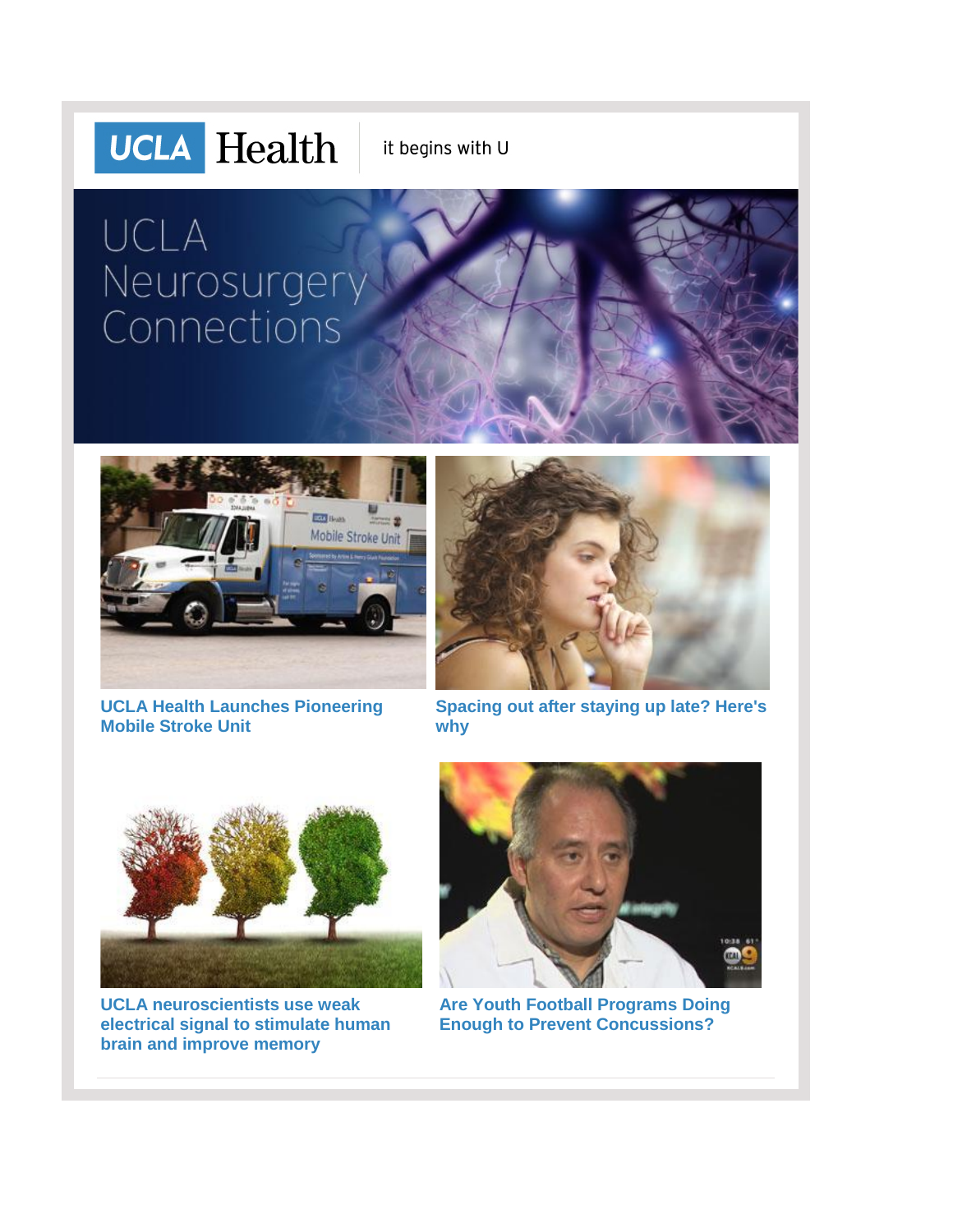UCLA Health | it begins with U

# UCLA Neurosurgery Connections

**UCLA Health Launches Pioneering Mobile Stroke Unit**

**Spacing out after staying up late? Here's why**

**UCLA neuroscientists use weak electrical signal to stimulate human brain and improve memory**

**Are Youth Football Programs Doing Enough to Prevent Concussions?**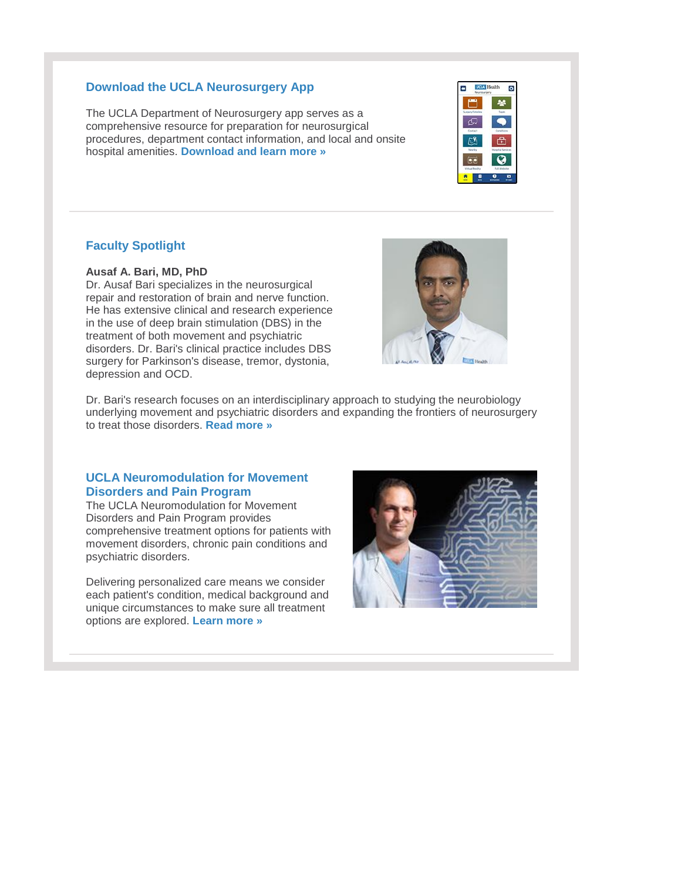## Download the UCLA Neurosurgery App

The UCLA Department of Neurosurgery app serves as a comprehensive resource for preparation for neurosurgical procedures, department contact information, and local and onsite hospital amenities. **Download and learn more »**

---

## Faculty Spotlight

**Ausaf A. Bari, MD, PhD**

Dr. Ausaf Bari specializes in the neurosurgical repair and restoration of brain and nerve function. He has extensive clinical and research experience in the use of deep brain stimulation (DBS) in the treatment of both movement and psychiatric disorders. Dr. Bari's clinical practice includes DBS surgery for Parkinson's disease, tremor, dystonia, depression and OCD.

Dr. Bari's research focuses on an interdisciplinary approach to studying the neurobiology underlying movement and psychiatric disorders and expanding the frontiers of neurosurgery to treat those disorders. **Read more »**

## UCLA Neuromodulation for Movement Disorders and Pain Program

The UCLA Neuromodulation for Movement Disorders and Pain Program provides comprehensive treatment options for patients with movement disorders, chronic pain conditions and psychiatric disorders.

Delivering personalized care means we consider each patient's condition, medical background and unique circumstances to make sure all treatment options are explored. **Learn more »**

---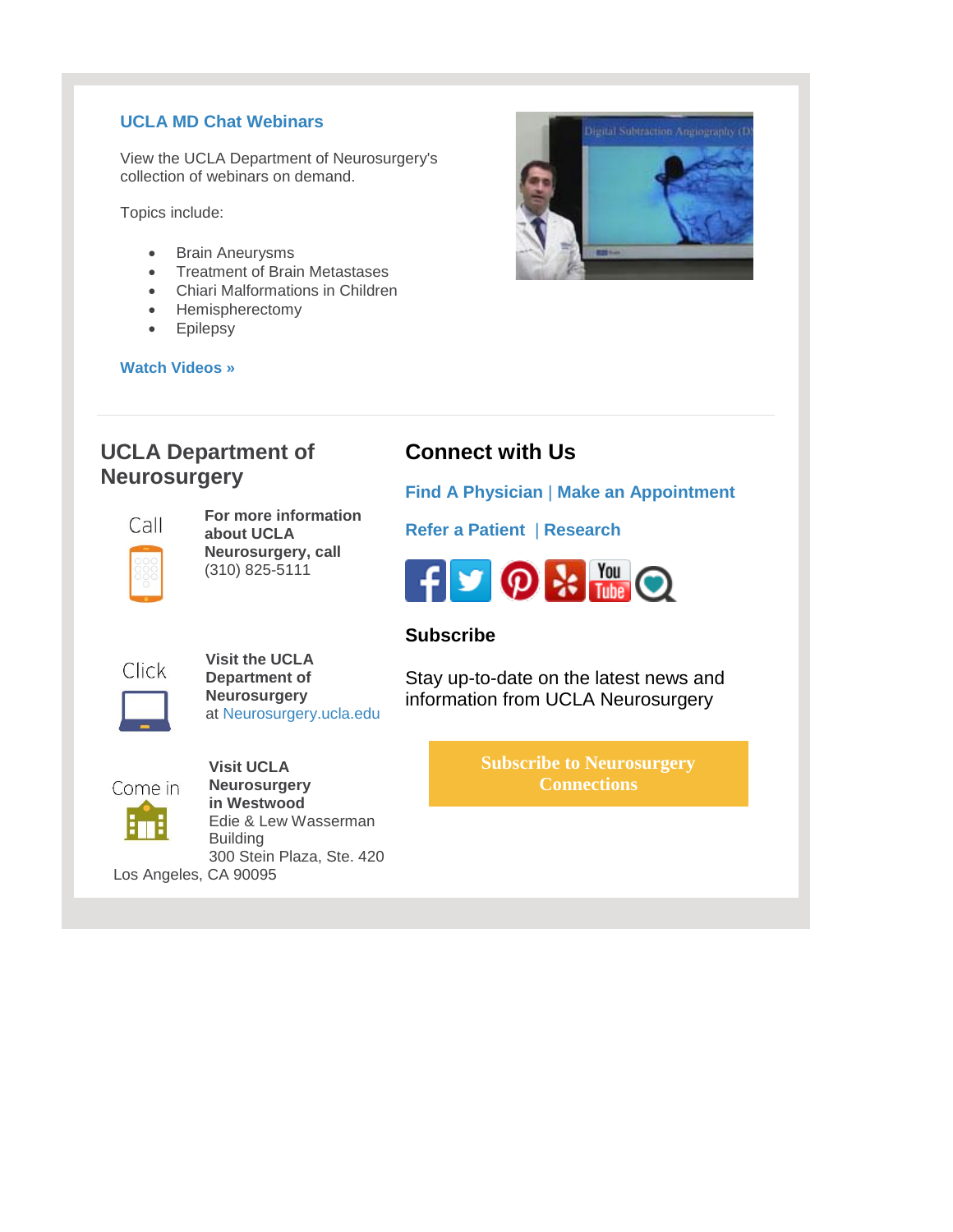### UCLA MD Chat Webinars

View the UCLA Department of Neurosurgery's collection of webinars on demand.

Topics include:

- Brain Aneurysms
- Treatment of Brain Metastases
- Chiari Malformations in Children
- Hemispherectomy
- Epilepsy

**Watch Videos »**

---

## UCLA Department of Neurosurgery

Call

**For more information about UCLA Neurosurgery, call**
(310) 825-5111

Click

**Visit the UCLA Department of Neurosurgery**
at Neurosurgery.ucla.edu

Come in

**Visit UCLA Neurosurgery in Westwood**
Edie & Lew Wasserman Building
300 Stein Plaza, Ste. 420
Los Angeles, CA 90095

## Connect with Us

**Find A Physician** | **Make an Appointment**

**Refer a Patient** | **Research**

### Subscribe

Stay up-to-date on the latest news and information from UCLA Neurosurgery

**Subscribe to Neurosurgery Connections**